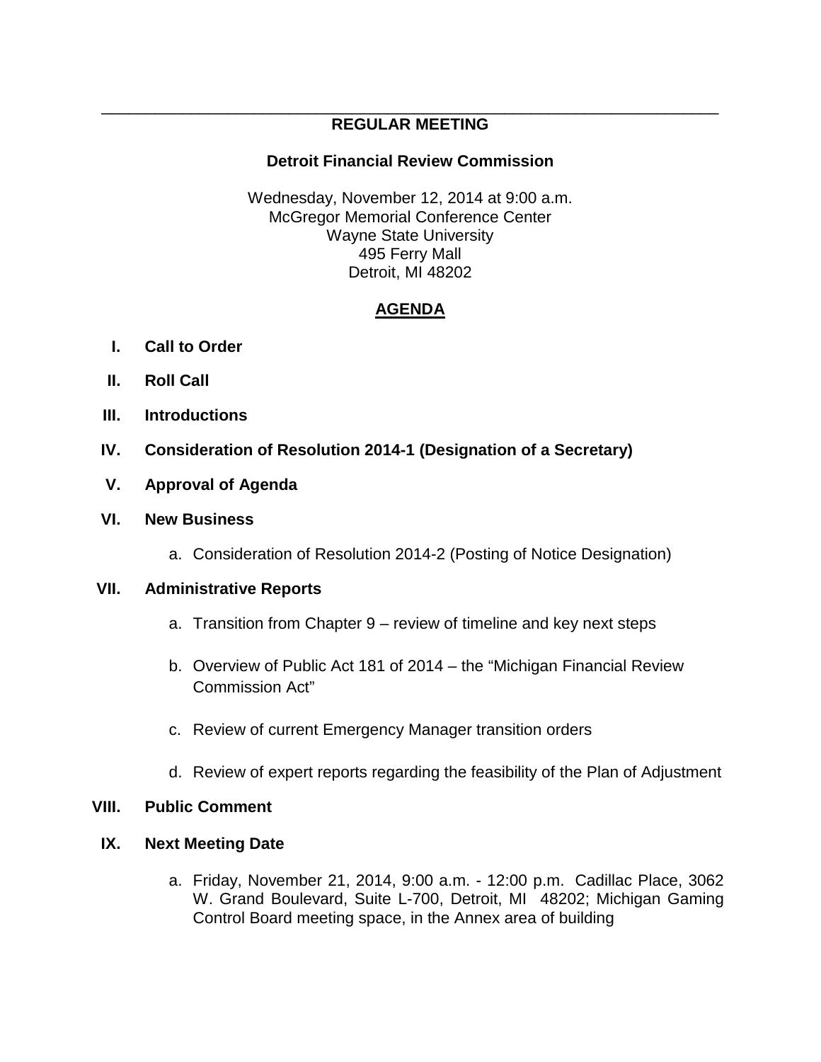# REGULAR MEETING

## Detroit Financial Review Commission

Wednesday, November 12, 2014 at 9:00 a.m.
McGregor Memorial Conference Center
Wayne State University
495 Ferry Mall
Detroit, MI 48202

## AGENDA

I. **Call to Order**

II. **Roll Call**

III. **Introductions**

IV. **Consideration of Resolution 2014-1 (Designation of a Secretary)**

V. **Approval of Agenda**

VI. **New Business**

   a. Consideration of Resolution 2014-2 (Posting of Notice Designation)

VII. **Administrative Reports**

   a. Transition from Chapter 9 – review of timeline and key next steps

   b. Overview of Public Act 181 of 2014 – the "Michigan Financial Review Commission Act"

   c. Review of current Emergency Manager transition orders

   d. Review of expert reports regarding the feasibility of the Plan of Adjustment

VIII. **Public Comment**

IX. **Next Meeting Date**

   a. Friday, November 21, 2014, 9:00 a.m. - 12:00 p.m. Cadillac Place, 3062 W. Grand Boulevard, Suite L-700, Detroit, MI 48202; Michigan Gaming Control Board meeting space, in the Annex area of building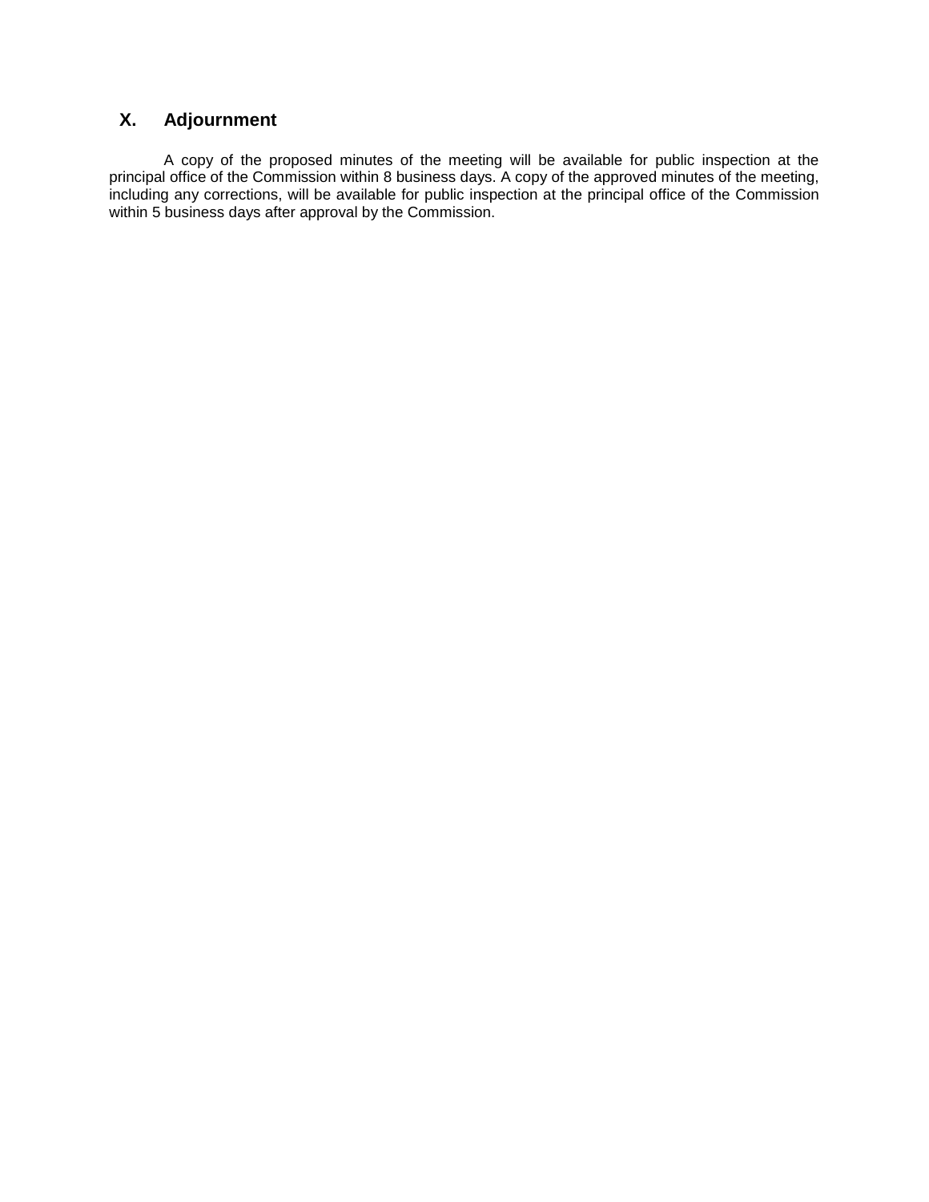## X. Adjournment

A copy of the proposed minutes of the meeting will be available for public inspection at the principal office of the Commission within 8 business days. A copy of the approved minutes of the meeting, including any corrections, will be available for public inspection at the principal office of the Commission within 5 business days after approval by the Commission.